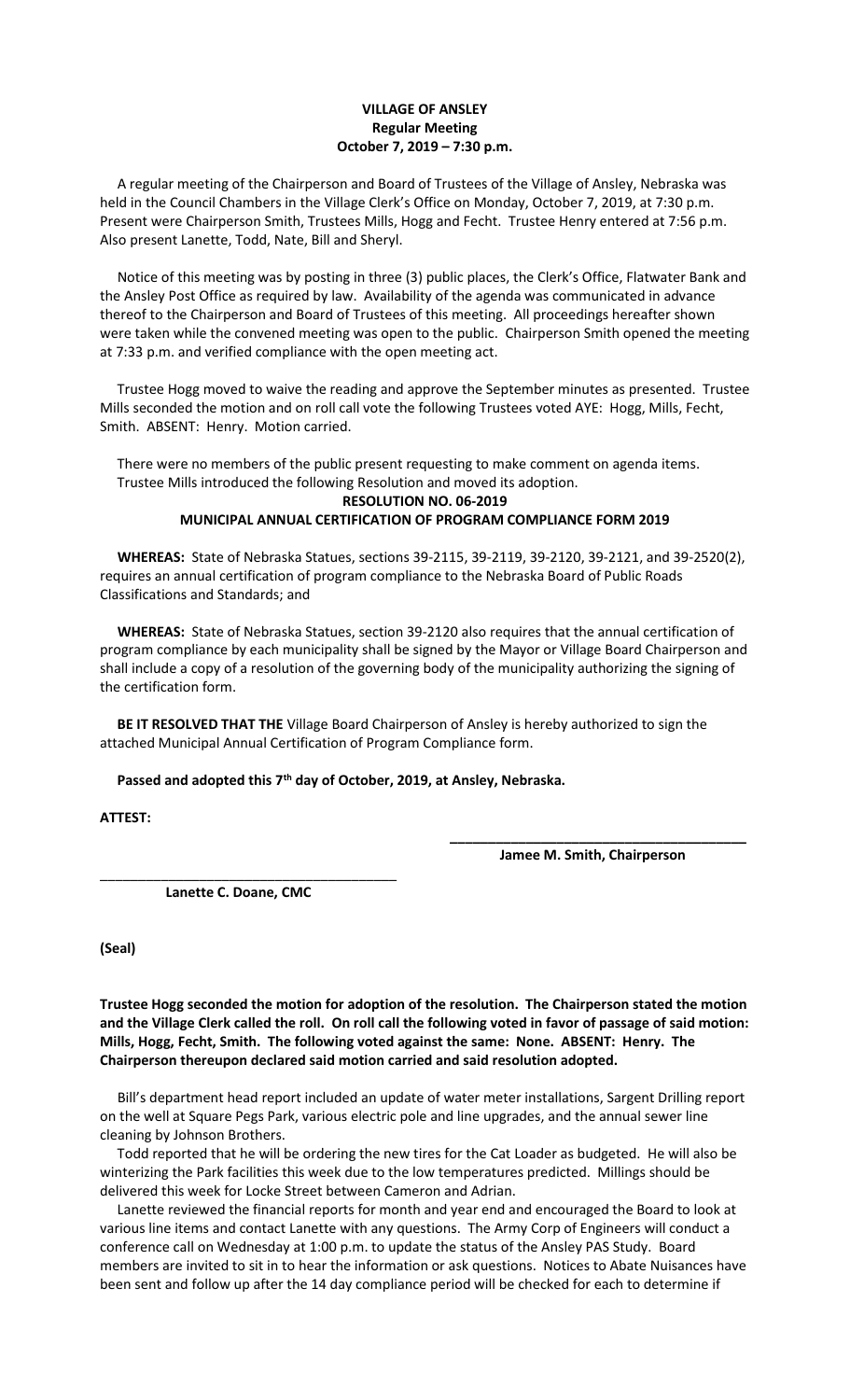**VILLAGE OF ANSLEY**
**Regular Meeting**
**October 7, 2019 – 7:30 p.m.**

A regular meeting of the Chairperson and Board of Trustees of the Village of Ansley, Nebraska was held in the Council Chambers in the Village Clerk's Office on Monday, October 7, 2019, at 7:30 p.m. Present were Chairperson Smith, Trustees Mills, Hogg and Fecht. Trustee Henry entered at 7:56 p.m. Also present Lanette, Todd, Nate, Bill and Sheryl.

Notice of this meeting was by posting in three (3) public places, the Clerk's Office, Flatwater Bank and the Ansley Post Office as required by law. Availability of the agenda was communicated in advance thereof to the Chairperson and Board of Trustees of this meeting. All proceedings hereafter shown were taken while the convened meeting was open to the public. Chairperson Smith opened the meeting at 7:33 p.m. and verified compliance with the open meeting act.

Trustee Hogg moved to waive the reading and approve the September minutes as presented. Trustee Mills seconded the motion and on roll call vote the following Trustees voted AYE: Hogg, Mills, Fecht, Smith. ABSENT: Henry. Motion carried.

There were no members of the public present requesting to make comment on agenda items.
Trustee Mills introduced the following Resolution and moved its adoption.

**RESOLUTION NO. 06-2019**
**MUNICIPAL ANNUAL CERTIFICATION OF PROGRAM COMPLIANCE FORM 2019**

**WHEREAS:** State of Nebraska Statues, sections 39-2115, 39-2119, 39-2120, 39-2121, and 39-2520(2), requires an annual certification of program compliance to the Nebraska Board of Public Roads Classifications and Standards; and

**WHEREAS:** State of Nebraska Statues, section 39-2120 also requires that the annual certification of program compliance by each municipality shall be signed by the Mayor or Village Board Chairperson and shall include a copy of a resolution of the governing body of the municipality authorizing the signing of the certification form.

**BE IT RESOLVED THAT THE** Village Board Chairperson of Ansley is hereby authorized to sign the attached Municipal Annual Certification of Program Compliance form.

**Passed and adopted this 7th day of October, 2019, at Ansley, Nebraska.**

**ATTEST:**

_______________________________________
**Jamee M. Smith, Chairperson**

_______________________________________
**Lanette C. Doane, CMC**

**(Seal)**

**Trustee Hogg seconded the motion for adoption of the resolution. The Chairperson stated the motion and the Village Clerk called the roll. On roll call the following voted in favor of passage of said motion: Mills, Hogg, Fecht, Smith. The following voted against the same: None. ABSENT: Henry. The Chairperson thereupon declared said motion carried and said resolution adopted.**

Bill's department head report included an update of water meter installations, Sargent Drilling report on the well at Square Pegs Park, various electric pole and line upgrades, and the annual sewer line cleaning by Johnson Brothers.

Todd reported that he will be ordering the new tires for the Cat Loader as budgeted. He will also be winterizing the Park facilities this week due to the low temperatures predicted. Millings should be delivered this week for Locke Street between Cameron and Adrian.

Lanette reviewed the financial reports for month and year end and encouraged the Board to look at various line items and contact Lanette with any questions. The Army Corp of Engineers will conduct a conference call on Wednesday at 1:00 p.m. to update the status of the Ansley PAS Study. Board members are invited to sit in to hear the information or ask questions. Notices to Abate Nuisances have been sent and follow up after the 14 day compliance period will be checked for each to determine if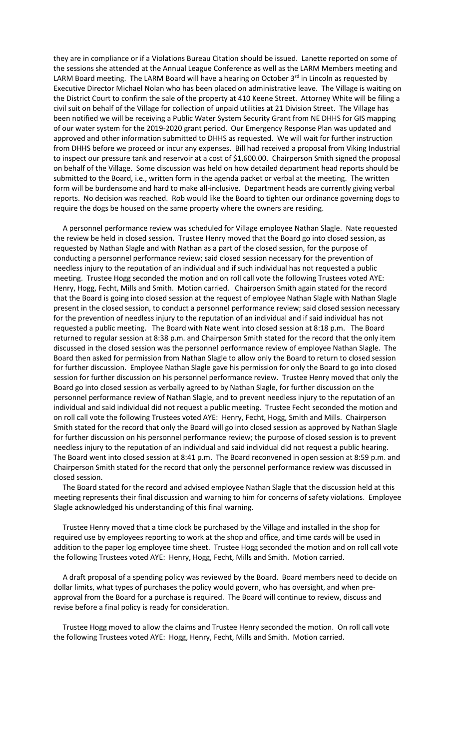they are in compliance or if a Violations Bureau Citation should be issued. Lanette reported on some of the sessions she attended at the Annual League Conference as well as the LARM Members meeting and LARM Board meeting. The LARM Board will have a hearing on October 3rd in Lincoln as requested by Executive Director Michael Nolan who has been placed on administrative leave. The Village is waiting on the District Court to confirm the sale of the property at 410 Keene Street. Attorney White will be filing a civil suit on behalf of the Village for collection of unpaid utilities at 21 Division Street. The Village has been notified we will be receiving a Public Water System Security Grant from NE DHHS for GIS mapping of our water system for the 2019-2020 grant period. Our Emergency Response Plan was updated and approved and other information submitted to DHHS as requested. We will wait for further instruction from DHHS before we proceed or incur any expenses. Bill had received a proposal from Viking Industrial to inspect our pressure tank and reservoir at a cost of $1,600.00. Chairperson Smith signed the proposal on behalf of the Village. Some discussion was held on how detailed department head reports should be submitted to the Board, i.e., written form in the agenda packet or verbal at the meeting. The written form will be burdensome and hard to make all-inclusive. Department heads are currently giving verbal reports. No decision was reached. Rob would like the Board to tighten our ordinance governing dogs to require the dogs be housed on the same property where the owners are residing.

A personnel performance review was scheduled for Village employee Nathan Slagle. Nate requested the review be held in closed session. Trustee Henry moved that the Board go into closed session, as requested by Nathan Slagle and with Nathan as a part of the closed session, for the purpose of conducting a personnel performance review; said closed session necessary for the prevention of needless injury to the reputation of an individual and if such individual has not requested a public meeting. Trustee Hogg seconded the motion and on roll call vote the following Trustees voted AYE: Henry, Hogg, Fecht, Mills and Smith. Motion carried. Chairperson Smith again stated for the record that the Board is going into closed session at the request of employee Nathan Slagle with Nathan Slagle present in the closed session, to conduct a personnel performance review; said closed session necessary for the prevention of needless injury to the reputation of an individual and if said individual has not requested a public meeting. The Board with Nate went into closed session at 8:18 p.m. The Board returned to regular session at 8:38 p.m. and Chairperson Smith stated for the record that the only item discussed in the closed session was the personnel performance review of employee Nathan Slagle. The Board then asked for permission from Nathan Slagle to allow only the Board to return to closed session for further discussion. Employee Nathan Slagle gave his permission for only the Board to go into closed session for further discussion on his personnel performance review. Trustee Henry moved that only the Board go into closed session as verbally agreed to by Nathan Slagle, for further discussion on the personnel performance review of Nathan Slagle, and to prevent needless injury to the reputation of an individual and said individual did not request a public meeting. Trustee Fecht seconded the motion and on roll call vote the following Trustees voted AYE: Henry, Fecht, Hogg, Smith and Mills. Chairperson Smith stated for the record that only the Board will go into closed session as approved by Nathan Slagle for further discussion on his personnel performance review; the purpose of closed session is to prevent needless injury to the reputation of an individual and said individual did not request a public hearing. The Board went into closed session at 8:41 p.m. The Board reconvened in open session at 8:59 p.m. and Chairperson Smith stated for the record that only the personnel performance review was discussed in closed session.

The Board stated for the record and advised employee Nathan Slagle that the discussion held at this meeting represents their final discussion and warning to him for concerns of safety violations. Employee Slagle acknowledged his understanding of this final warning.

Trustee Henry moved that a time clock be purchased by the Village and installed in the shop for required use by employees reporting to work at the shop and office, and time cards will be used in addition to the paper log employee time sheet. Trustee Hogg seconded the motion and on roll call vote the following Trustees voted AYE: Henry, Hogg, Fecht, Mills and Smith. Motion carried.

A draft proposal of a spending policy was reviewed by the Board. Board members need to decide on dollar limits, what types of purchases the policy would govern, who has oversight, and when pre-approval from the Board for a purchase is required. The Board will continue to review, discuss and revise before a final policy is ready for consideration.

Trustee Hogg moved to allow the claims and Trustee Henry seconded the motion. On roll call vote the following Trustees voted AYE: Hogg, Henry, Fecht, Mills and Smith. Motion carried.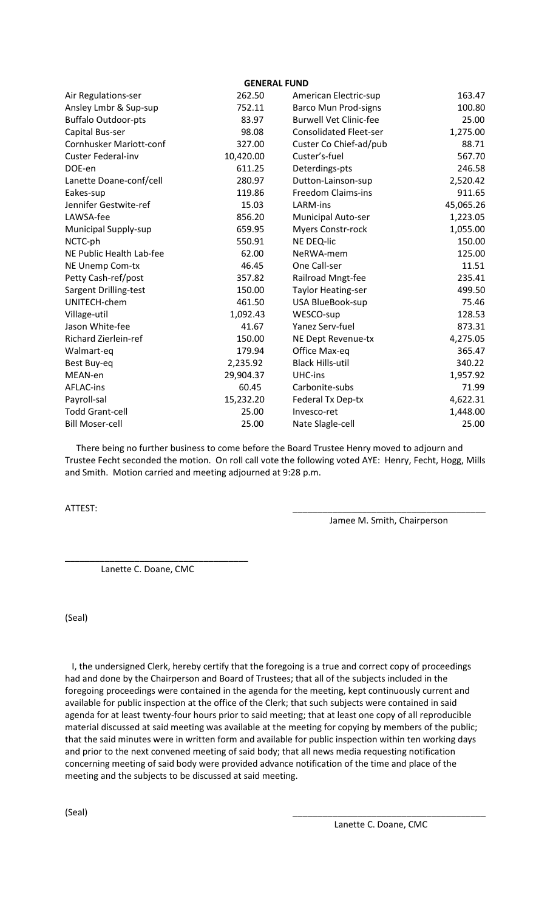**GENERAL FUND**

| | | | |
|---|---|---|---|
| Air Regulations-ser | 262.50 | American Electric-sup | 163.47 |
| Ansley Lmbr & Sup-sup | 752.11 | Barco Mun Prod-signs | 100.80 |
| Buffalo Outdoor-pts | 83.97 | Burwell Vet Clinic-fee | 25.00 |
| Capital Bus-ser | 98.08 | Consolidated Fleet-ser | 1,275.00 |
| Cornhusker Mariott-conf | 327.00 | Custer Co Chief-ad/pub | 88.71 |
| Custer Federal-inv | 10,420.00 | Custer's-fuel | 567.70 |
| DOE-en | 611.25 | Deterdings-pts | 246.58 |
| Lanette Doane-conf/cell | 280.97 | Dutton-Lainson-sup | 2,520.42 |
| Eakes-sup | 119.86 | Freedom Claims-ins | 911.65 |
| Jennifer Gestwite-ref | 15.03 | LARM-ins | 45,065.26 |
| LAWSA-fee | 856.20 | Municipal Auto-ser | 1,223.05 |
| Municipal Supply-sup | 659.95 | Myers Constr-rock | 1,055.00 |
| NCTC-ph | 550.91 | NE DEQ-lic | 150.00 |
| NE Public Health Lab-fee | 62.00 | NeRWA-mem | 125.00 |
| NE Unemp Com-tx | 46.45 | One Call-ser | 11.51 |
| Petty Cash-ref/post | 357.82 | Railroad Mngt-fee | 235.41 |
| Sargent Drilling-test | 150.00 | Taylor Heating-ser | 499.50 |
| UNITECH-chem | 461.50 | USA BlueBook-sup | 75.46 |
| Village-util | 1,092.43 | WESCO-sup | 128.53 |
| Jason White-fee | 41.67 | Yanez Serv-fuel | 873.31 |
| Richard Zierlein-ref | 150.00 | NE Dept Revenue-tx | 4,275.05 |
| Walmart-eq | 179.94 | Office Max-eq | 365.47 |
| Best Buy-eq | 2,235.92 | Black Hills-util | 340.22 |
| MEAN-en | 29,904.37 | UHC-ins | 1,957.92 |
| AFLAC-ins | 60.45 | Carbonite-subs | 71.99 |
| Payroll-sal | 15,232.20 | Federal Tx Dep-tx | 4,622.31 |
| Todd Grant-cell | 25.00 | Invesco-ret | 1,448.00 |
| Bill Moser-cell | 25.00 | Nate Slagle-cell | 25.00 |

There being no further business to come before the Board Trustee Henry moved to adjourn and Trustee Fecht seconded the motion. On roll call vote the following voted AYE: Henry, Fecht, Hogg, Mills and Smith. Motion carried and meeting adjourned at 9:28 p.m.

ATTEST:

\_\_\_\_\_\_\_\_\_\_\_\_\_\_\_\_\_\_\_\_\_\_\_\_\_\_\_\_\_\_\_\_\_\_\_\_\_\_
Jamee M. Smith, Chairperson

\_\_\_\_\_\_\_\_\_\_\_\_\_\_\_\_\_\_\_\_\_\_\_\_\_\_\_\_\_\_\_\_\_\_\_\_\_\_
Lanette C. Doane, CMC

(Seal)

I, the undersigned Clerk, hereby certify that the foregoing is a true and correct copy of proceedings had and done by the Chairperson and Board of Trustees; that all of the subjects included in the foregoing proceedings were contained in the agenda for the meeting, kept continuously current and available for public inspection at the office of the Clerk; that such subjects were contained in said agenda for at least twenty-four hours prior to said meeting; that at least one copy of all reproducible material discussed at said meeting was available at the meeting for copying by members of the public; that the said minutes were in written form and available for public inspection within ten working days and prior to the next convened meeting of said body; that all news media requesting notification concerning meeting of said body were provided advance notification of the time and place of the meeting and the subjects to be discussed at said meeting.

(Seal)

\_\_\_\_\_\_\_\_\_\_\_\_\_\_\_\_\_\_\_\_\_\_\_\_\_\_\_\_\_\_\_\_\_\_\_\_\_\_
Lanette C. Doane, CMC